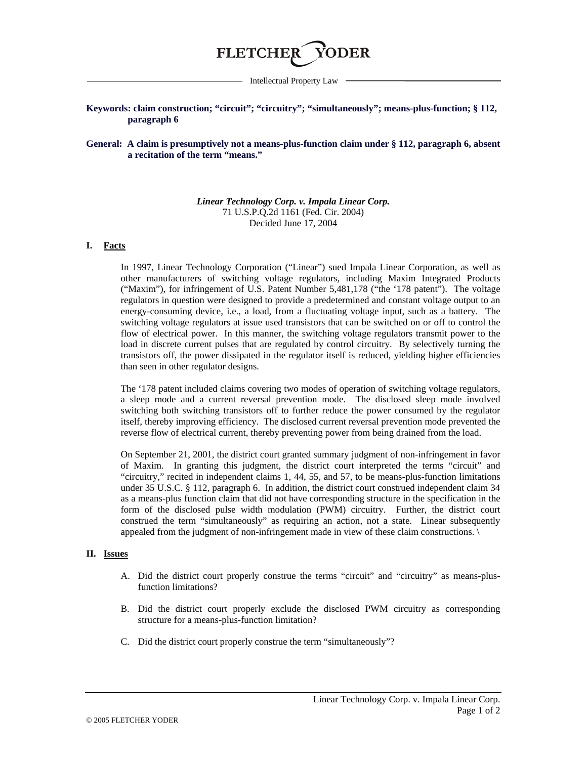# FLETCHER YODER

Intellectual Property Law

**Keywords: claim construction; "circuit"; "circuitry"; "simultaneously"; means-plus-function; § 112, paragraph 6**

**General: A claim is presumptively not a means-plus-function claim under § 112, paragraph 6, absent a recitation of the term "means."**

***Linear Technology Corp. v. Impala Linear Corp.***
71 U.S.P.Q.2d 1161 (Fed. Cir. 2004)
Decided June 17, 2004

## I. Facts

In 1997, Linear Technology Corporation ("Linear") sued Impala Linear Corporation, as well as other manufacturers of switching voltage regulators, including Maxim Integrated Products ("Maxim"), for infringement of U.S. Patent Number 5,481,178 ("the '178 patent"). The voltage regulators in question were designed to provide a predetermined and constant voltage output to an energy-consuming device, i.e., a load, from a fluctuating voltage input, such as a battery. The switching voltage regulators at issue used transistors that can be switched on or off to control the flow of electrical power. In this manner, the switching voltage regulators transmit power to the load in discrete current pulses that are regulated by control circuitry. By selectively turning the transistors off, the power dissipated in the regulator itself is reduced, yielding higher efficiencies than seen in other regulator designs.

The '178 patent included claims covering two modes of operation of switching voltage regulators, a sleep mode and a current reversal prevention mode. The disclosed sleep mode involved switching both switching transistors off to further reduce the power consumed by the regulator itself, thereby improving efficiency. The disclosed current reversal prevention mode prevented the reverse flow of electrical current, thereby preventing power from being drained from the load.

On September 21, 2001, the district court granted summary judgment of non-infringement in favor of Maxim. In granting this judgment, the district court interpreted the terms "circuit" and "circuitry," recited in independent claims 1, 44, 55, and 57, to be means-plus-function limitations under 35 U.S.C. § 112, paragraph 6. In addition, the district court construed independent claim 34 as a means-plus function claim that did not have corresponding structure in the specification in the form of the disclosed pulse width modulation (PWM) circuitry. Further, the district court construed the term "simultaneously" as requiring an action, not a state. Linear subsequently appealed from the judgment of non-infringement made in view of these claim constructions. \

## II. Issues

A. Did the district court properly construe the terms "circuit" and "circuitry" as means-plus-function limitations?

B. Did the district court properly exclude the disclosed PWM circuitry as corresponding structure for a means-plus-function limitation?

C. Did the district court properly construe the term "simultaneously"?

© 2005 FLETCHER YODER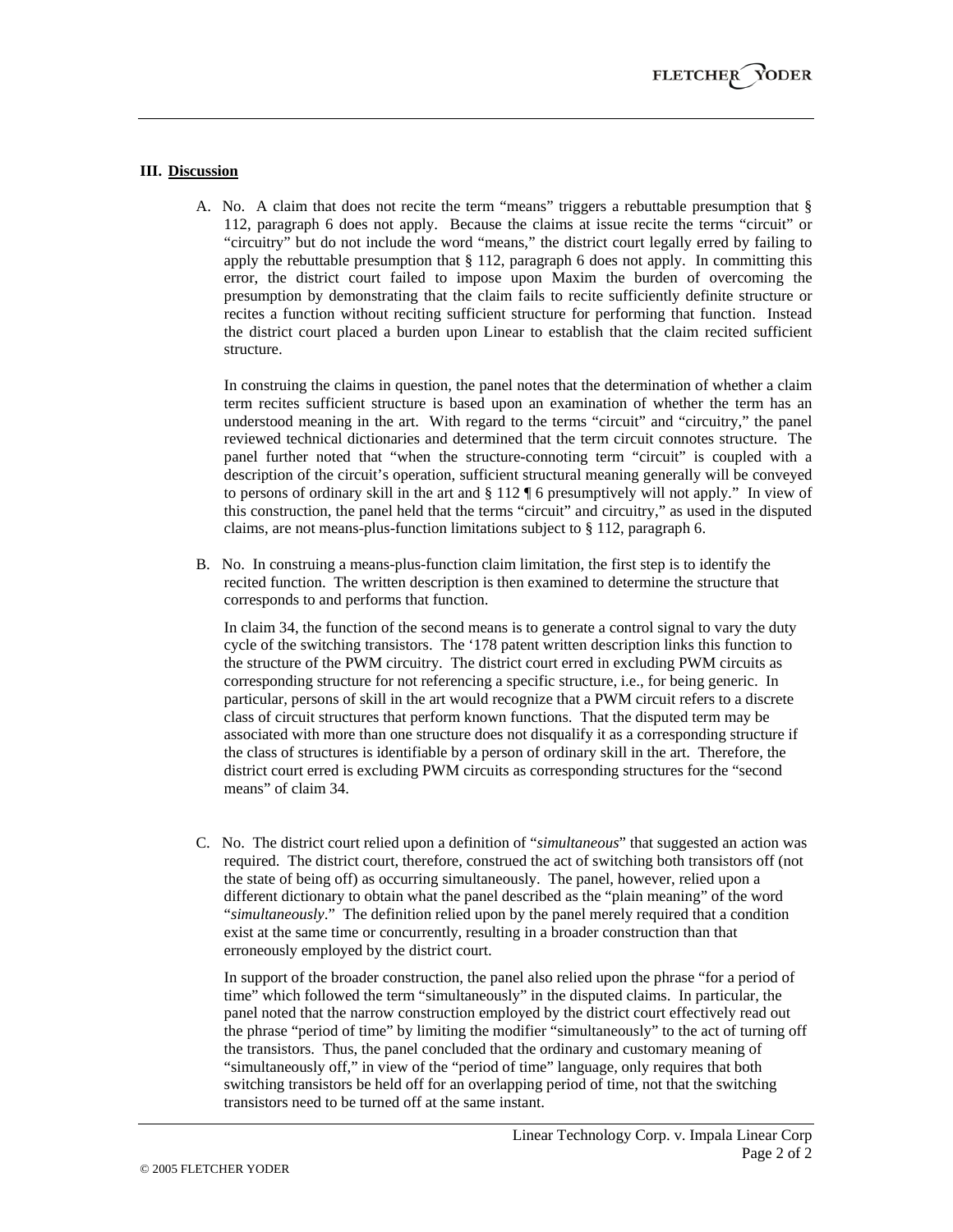## III. Discussion

A. No. A claim that does not recite the term "means" triggers a rebuttable presumption that § 112, paragraph 6 does not apply. Because the claims at issue recite the terms "circuit" or "circuitry" but do not include the word "means," the district court legally erred by failing to apply the rebuttable presumption that § 112, paragraph 6 does not apply. In committing this error, the district court failed to impose upon Maxim the burden of overcoming the presumption by demonstrating that the claim fails to recite sufficiently definite structure or recites a function without reciting sufficient structure for performing that function. Instead the district court placed a burden upon Linear to establish that the claim recited sufficient structure.

In construing the claims in question, the panel notes that the determination of whether a claim term recites sufficient structure is based upon an examination of whether the term has an understood meaning in the art. With regard to the terms "circuit" and "circuitry," the panel reviewed technical dictionaries and determined that the term circuit connotes structure. The panel further noted that "when the structure-connoting term "circuit" is coupled with a description of the circuit's operation, sufficient structural meaning generally will be conveyed to persons of ordinary skill in the art and § 112 ¶ 6 presumptively will not apply." In view of this construction, the panel held that the terms "circuit" and circuitry," as used in the disputed claims, are not means-plus-function limitations subject to § 112, paragraph 6.

B. No. In construing a means-plus-function claim limitation, the first step is to identify the recited function. The written description is then examined to determine the structure that corresponds to and performs that function.

In claim 34, the function of the second means is to generate a control signal to vary the duty cycle of the switching transistors. The '178 patent written description links this function to the structure of the PWM circuitry. The district court erred in excluding PWM circuits as corresponding structure for not referencing a specific structure, i.e., for being generic. In particular, persons of skill in the art would recognize that a PWM circuit refers to a discrete class of circuit structures that perform known functions. That the disputed term may be associated with more than one structure does not disqualify it as a corresponding structure if the class of structures is identifiable by a person of ordinary skill in the art. Therefore, the district court erred is excluding PWM circuits as corresponding structures for the "second means" of claim 34.

C. No. The district court relied upon a definition of "*simultaneous*" that suggested an action was required. The district court, therefore, construed the act of switching both transistors off (not the state of being off) as occurring simultaneously. The panel, however, relied upon a different dictionary to obtain what the panel described as the "plain meaning" of the word "*simultaneously*." The definition relied upon by the panel merely required that a condition exist at the same time or concurrently, resulting in a broader construction than that erroneously employed by the district court.

In support of the broader construction, the panel also relied upon the phrase "for a period of time" which followed the term "simultaneously" in the disputed claims. In particular, the panel noted that the narrow construction employed by the district court effectively read out the phrase "period of time" by limiting the modifier "simultaneously" to the act of turning off the transistors. Thus, the panel concluded that the ordinary and customary meaning of "simultaneously off," in view of the "period of time" language, only requires that both switching transistors be held off for an overlapping period of time, not that the switching transistors need to be turned off at the same instant.